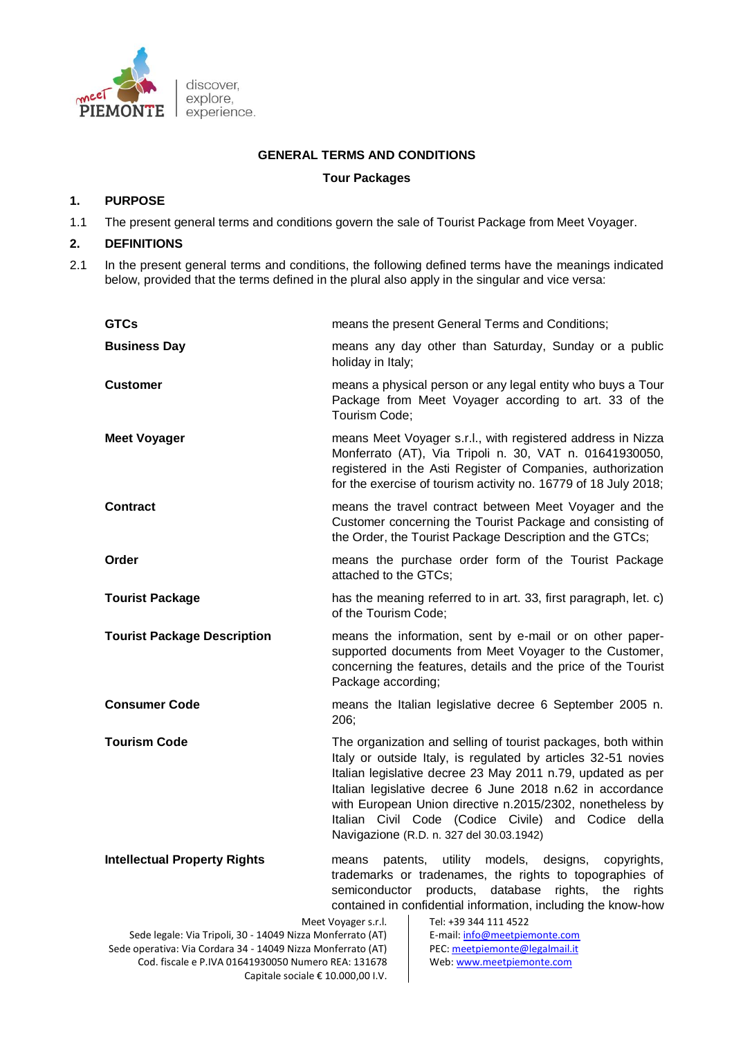# GENERAL TERMS AND CONDITIONS

## Tour Packages

## 1. PURPOSE

1.1 The present general terms and conditions govern the sale of Tourist Package from Meet Voyager.

## 2. DEFINITIONS

2.1 In the present general terms and conditions, the following defined terms have the meanings indicated below, provided that the terms defined in the plural also apply in the singular and vice versa:

| | |
|---|---|
| **GTCs** | means the present General Terms and Conditions; |
| **Business Day** | means any day other than Saturday, Sunday or a public holiday in Italy; |
| **Customer** | means a physical person or any legal entity who buys a Tour Package from Meet Voyager according to art. 33 of the Tourism Code; |
| **Meet Voyager** | means Meet Voyager s.r.l., with registered address in Nizza Monferrato (AT), Via Tripoli n. 30, VAT n. 01641930050, registered in the Asti Register of Companies, authorization for the exercise of tourism activity no. 16779 of 18 July 2018; |
| **Contract** | means the travel contract between Meet Voyager and the Customer concerning the Tourist Package and consisting of the Order, the Tourist Package Description and the GTCs; |
| **Order** | means the purchase order form of the Tourist Package attached to the GTCs; |
| **Tourist Package** | has the meaning referred to in art. 33, first paragraph, let. c) of the Tourism Code; |
| **Tourist Package Description** | means the information, sent by e-mail or on other paper-supported documents from Meet Voyager to the Customer, concerning the features, details and the price of the Tourist Package according; |
| **Consumer Code** | means the Italian legislative decree 6 September 2005 n. 206; |
| **Tourism Code** | The organization and selling of tourist packages, both within Italy or outside Italy, is regulated by articles 32-51 novies Italian legislative decree 23 May 2011 n.79, updated as per Italian legislative decree 6 June 2018 n.62 in accordance with European Union directive n.2015/2302, nonetheless by Italian Civil Code (Codice Civile) and Codice della Navigazione (R.D. n. 327 del 30.03.1942) |
| **Intellectual Property Rights** | means patents, utility models, designs, copyrights, trademarks or tradenames, the rights to topographies of semiconductor products, database rights, the rights contained in confidential information, including the know-how |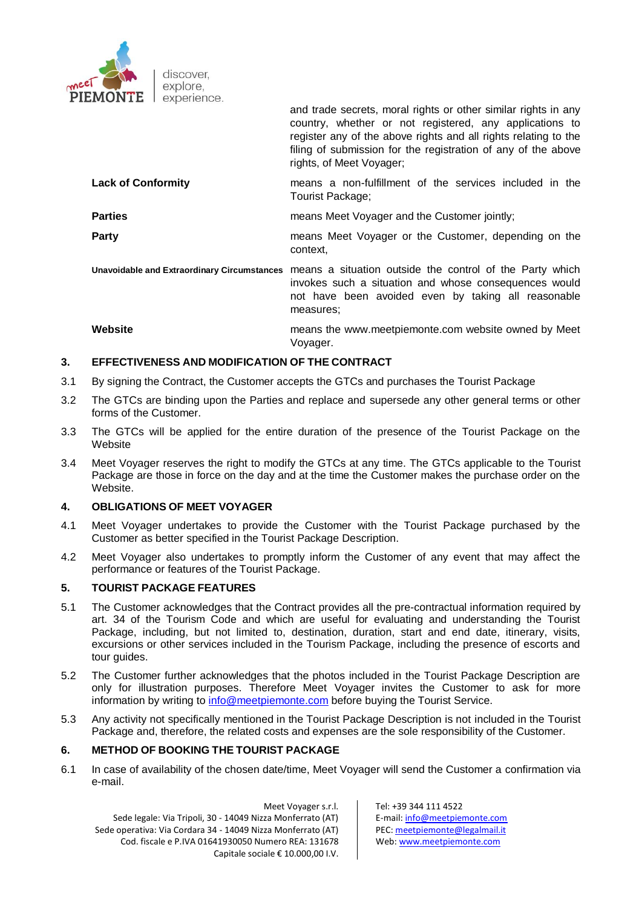| | |
|---|---|
| | and trade secrets, moral rights or other similar rights in any country, whether or not registered, any applications to register any of the above rights and all rights relating to the filing of submission for the registration of any of the above rights, of Meet Voyager; |
| **Lack of Conformity** | means a non-fulfillment of the services included in the Tourist Package; |
| **Parties** | means Meet Voyager and the Customer jointly; |
| **Party** | means Meet Voyager or the Customer, depending on the context, |
| **Unavoidable and Extraordinary Circumstances** | means a situation outside the control of the Party which invokes such a situation and whose consequences would not have been avoided even by taking all reasonable measures; |
| **Website** | means the www.meetpiemonte.com website owned by Meet Voyager. |

## 3. EFFECTIVENESS AND MODIFICATION OF THE CONTRACT

3.1 By signing the Contract, the Customer accepts the GTCs and purchases the Tourist Package

3.2 The GTCs are binding upon the Parties and replace and supersede any other general terms or other forms of the Customer.

3.3 The GTCs will be applied for the entire duration of the presence of the Tourist Package on the Website

3.4 Meet Voyager reserves the right to modify the GTCs at any time. The GTCs applicable to the Tourist Package are those in force on the day and at the time the Customer makes the purchase order on the Website.

## 4. OBLIGATIONS OF MEET VOYAGER

4.1 Meet Voyager undertakes to provide the Customer with the Tourist Package purchased by the Customer as better specified in the Tourist Package Description.

4.2 Meet Voyager also undertakes to promptly inform the Customer of any event that may affect the performance or features of the Tourist Package.

## 5. TOURIST PACKAGE FEATURES

5.1 The Customer acknowledges that the Contract provides all the pre-contractual information required by art. 34 of the Tourism Code and which are useful for evaluating and understanding the Tourist Package, including, but not limited to, destination, duration, start and end date, itinerary, visits, excursions or other services included in the Tourism Package, including the presence of escorts and tour guides.

5.2 The Customer further acknowledges that the photos included in the Tourist Package Description are only for illustration purposes. Therefore Meet Voyager invites the Customer to ask for more information by writing to info@meetpiemonte.com before buying the Tourist Service.

5.3 Any activity not specifically mentioned in the Tourist Package Description is not included in the Tourist Package and, therefore, the related costs and expenses are the sole responsibility of the Customer.

## 6. METHOD OF BOOKING THE TOURIST PACKAGE

6.1 In case of availability of the chosen date/time, Meet Voyager will send the Customer a confirmation via e-mail.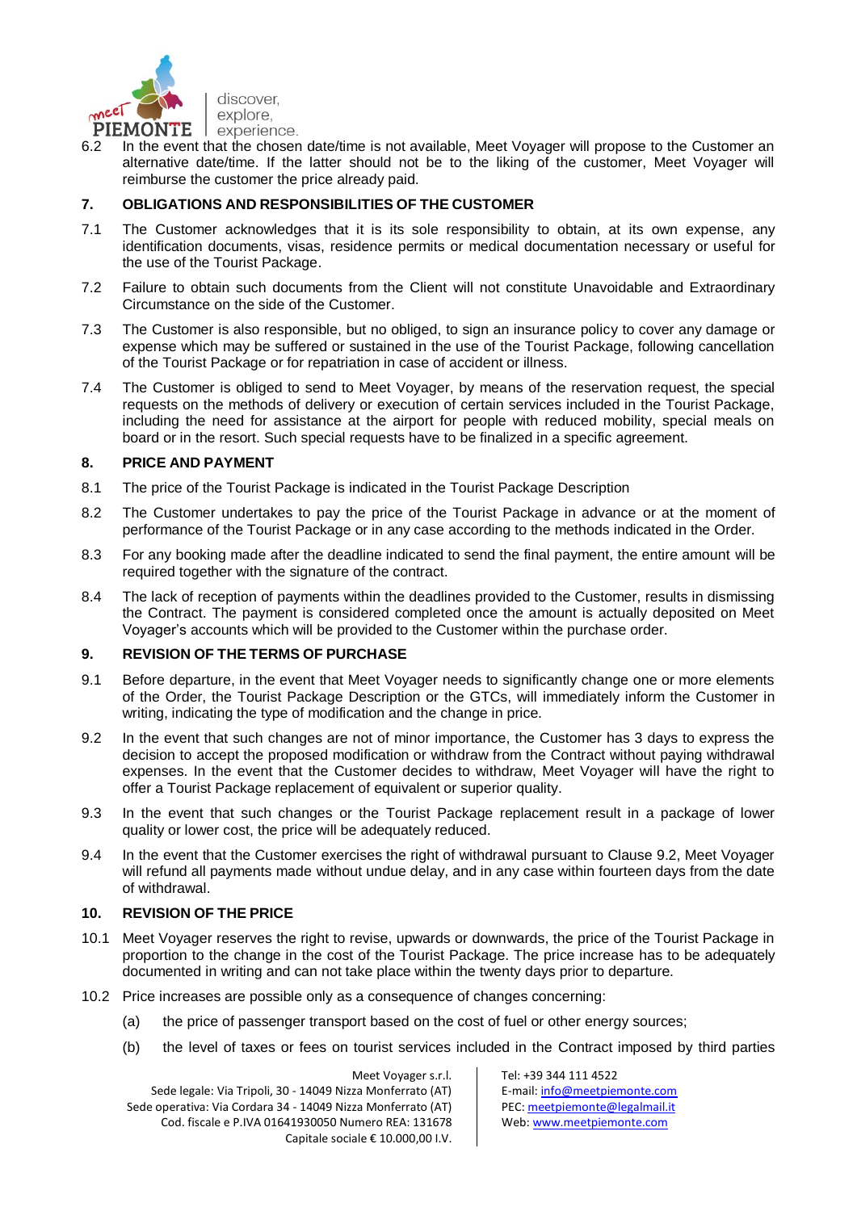6.2 In the event that the chosen date/time is not available, Meet Voyager will propose to the Customer an alternative date/time. If the latter should not be to the liking of the customer, Meet Voyager will reimburse the customer the price already paid.

## 7. OBLIGATIONS AND RESPONSIBILITIES OF THE CUSTOMER

7.1 The Customer acknowledges that it is its sole responsibility to obtain, at its own expense, any identification documents, visas, residence permits or medical documentation necessary or useful for the use of the Tourist Package.

7.2 Failure to obtain such documents from the Client will not constitute Unavoidable and Extraordinary Circumstance on the side of the Customer.

7.3 The Customer is also responsible, but no obliged, to sign an insurance policy to cover any damage or expense which may be suffered or sustained in the use of the Tourist Package, following cancellation of the Tourist Package or for repatriation in case of accident or illness.

7.4 The Customer is obliged to send to Meet Voyager, by means of the reservation request, the special requests on the methods of delivery or execution of certain services included in the Tourist Package, including the need for assistance at the airport for people with reduced mobility, special meals on board or in the resort. Such special requests have to be finalized in a specific agreement.

## 8. PRICE AND PAYMENT

8.1 The price of the Tourist Package is indicated in the Tourist Package Description

8.2 The Customer undertakes to pay the price of the Tourist Package in advance or at the moment of performance of the Tourist Package or in any case according to the methods indicated in the Order.

8.3 For any booking made after the deadline indicated to send the final payment, the entire amount will be required together with the signature of the contract.

8.4 The lack of reception of payments within the deadlines provided to the Customer, results in dismissing the Contract. The payment is considered completed once the amount is actually deposited on Meet Voyager's accounts which will be provided to the Customer within the purchase order.

## 9. REVISION OF THE TERMS OF PURCHASE

9.1 Before departure, in the event that Meet Voyager needs to significantly change one or more elements of the Order, the Tourist Package Description or the GTCs, will immediately inform the Customer in writing, indicating the type of modification and the change in price.

9.2 In the event that such changes are not of minor importance, the Customer has 3 days to express the decision to accept the proposed modification or withdraw from the Contract without paying withdrawal expenses. In the event that the Customer decides to withdraw, Meet Voyager will have the right to offer a Tourist Package replacement of equivalent or superior quality.

9.3 In the event that such changes or the Tourist Package replacement result in a package of lower quality or lower cost, the price will be adequately reduced.

9.4 In the event that the Customer exercises the right of withdrawal pursuant to Clause 9.2, Meet Voyager will refund all payments made without undue delay, and in any case within fourteen days from the date of withdrawal.

## 10. REVISION OF THE PRICE

10.1 Meet Voyager reserves the right to revise, upwards or downwards, the price of the Tourist Package in proportion to the change in the cost of the Tourist Package. The price increase has to be adequately documented in writing and can not take place within the twenty days prior to departure.

10.2 Price increases are possible only as a consequence of changes concerning:

(a) the price of passenger transport based on the cost of fuel or other energy sources;

(b) the level of taxes or fees on tourist services included in the Contract imposed by third parties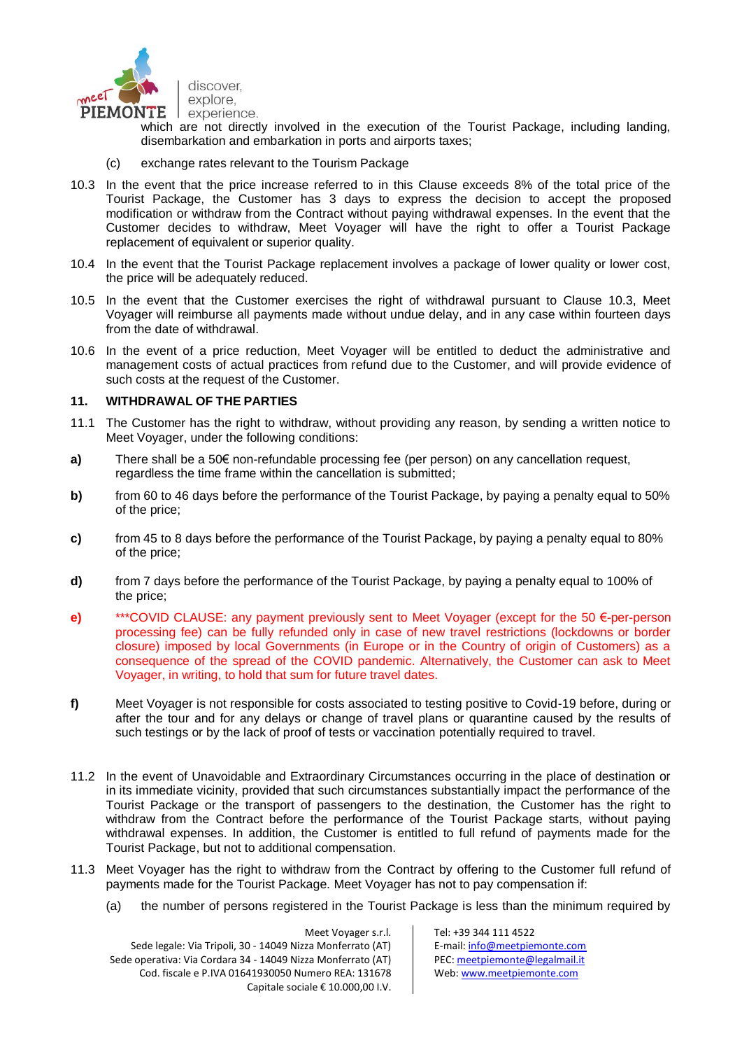which are not directly involved in the execution of the Tourist Package, including landing, disembarkation and embarkation in ports and airports taxes;

(c) exchange rates relevant to the Tourism Package

10.3 In the event that the price increase referred to in this Clause exceeds 8% of the total price of the Tourist Package, the Customer has 3 days to express the decision to accept the proposed modification or withdraw from the Contract without paying withdrawal expenses. In the event that the Customer decides to withdraw, Meet Voyager will have the right to offer a Tourist Package replacement of equivalent or superior quality.

10.4 In the event that the Tourist Package replacement involves a package of lower quality or lower cost, the price will be adequately reduced.

10.5 In the event that the Customer exercises the right of withdrawal pursuant to Clause 10.3, Meet Voyager will reimburse all payments made without undue delay, and in any case within fourteen days from the date of withdrawal.

10.6 In the event of a price reduction, Meet Voyager will be entitled to deduct the administrative and management costs of actual practices from refund due to the Customer, and will provide evidence of such costs at the request of the Customer.

## 11. WITHDRAWAL OF THE PARTIES

11.1 The Customer has the right to withdraw, without providing any reason, by sending a written notice to Meet Voyager, under the following conditions:

**a)** There shall be a 50€ non-refundable processing fee (per person) on any cancellation request, regardless the time frame within the cancellation is submitted;

**b)** from 60 to 46 days before the performance of the Tourist Package, by paying a penalty equal to 50% of the price;

**c)** from 45 to 8 days before the performance of the Tourist Package, by paying a penalty equal to 80% of the price;

**d)** from 7 days before the performance of the Tourist Package, by paying a penalty equal to 100% of the price;

**e)** ***COVID CLAUSE: any payment previously sent to Meet Voyager (except for the 50 €-per-person processing fee) can be fully refunded only in case of new travel restrictions (lockdowns or border closure) imposed by local Governments (in Europe or in the Country of origin of Customers) as a consequence of the spread of the COVID pandemic. Alternatively, the Customer can ask to Meet Voyager, in writing, to hold that sum for future travel dates.

**f)** Meet Voyager is not responsible for costs associated to testing positive to Covid-19 before, during or after the tour and for any delays or change of travel plans or quarantine caused by the results of such testings or by the lack of proof of tests or vaccination potentially required to travel.

11.2 In the event of Unavoidable and Extraordinary Circumstances occurring in the place of destination or in its immediate vicinity, provided that such circumstances substantially impact the performance of the Tourist Package or the transport of passengers to the destination, the Customer has the right to withdraw from the Contract before the performance of the Tourist Package starts, without paying withdrawal expenses. In addition, the Customer is entitled to full refund of payments made for the Tourist Package, but not to additional compensation.

11.3 Meet Voyager has the right to withdraw from the Contract by offering to the Customer full refund of payments made for the Tourist Package. Meet Voyager has not to pay compensation if:

(a) the number of persons registered in the Tourist Package is less than the minimum required by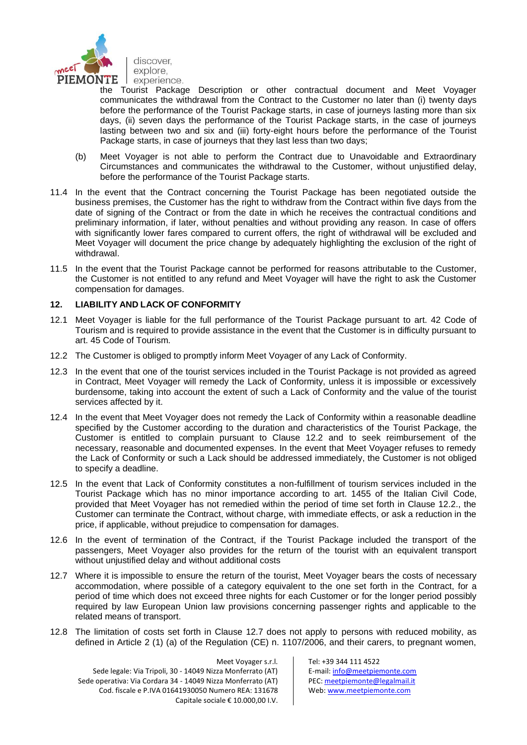the Tourist Package Description or other contractual document and Meet Voyager communicates the withdrawal from the Contract to the Customer no later than (i) twenty days before the performance of the Tourist Package starts, in case of journeys lasting more than six days, (ii) seven days the performance of the Tourist Package starts, in the case of journeys lasting between two and six and (iii) forty-eight hours before the performance of the Tourist Package starts, in case of journeys that they last less than two days;

(b) Meet Voyager is not able to perform the Contract due to Unavoidable and Extraordinary Circumstances and communicates the withdrawal to the Customer, without unjustified delay, before the performance of the Tourist Package starts.

11.4 In the event that the Contract concerning the Tourist Package has been negotiated outside the business premises, the Customer has the right to withdraw from the Contract within five days from the date of signing of the Contract or from the date in which he receives the contractual conditions and preliminary information, if later, without penalties and without providing any reason. In case of offers with significantly lower fares compared to current offers, the right of withdrawal will be excluded and Meet Voyager will document the price change by adequately highlighting the exclusion of the right of withdrawal.

11.5 In the event that the Tourist Package cannot be performed for reasons attributable to the Customer, the Customer is not entitled to any refund and Meet Voyager will have the right to ask the Customer compensation for damages.

## 12. LIABILITY AND LACK OF CONFORMITY

12.1 Meet Voyager is liable for the full performance of the Tourist Package pursuant to art. 42 Code of Tourism and is required to provide assistance in the event that the Customer is in difficulty pursuant to art. 45 Code of Tourism.

12.2 The Customer is obliged to promptly inform Meet Voyager of any Lack of Conformity.

12.3 In the event that one of the tourist services included in the Tourist Package is not provided as agreed in Contract, Meet Voyager will remedy the Lack of Conformity, unless it is impossible or excessively burdensome, taking into account the extent of such a Lack of Conformity and the value of the tourist services affected by it.

12.4 In the event that Meet Voyager does not remedy the Lack of Conformity within a reasonable deadline specified by the Customer according to the duration and characteristics of the Tourist Package, the Customer is entitled to complain pursuant to Clause 12.2 and to seek reimbursement of the necessary, reasonable and documented expenses. In the event that Meet Voyager refuses to remedy the Lack of Conformity or such a Lack should be addressed immediately, the Customer is not obliged to specify a deadline.

12.5 In the event that Lack of Conformity constitutes a non-fulfillment of tourism services included in the Tourist Package which has no minor importance according to art. 1455 of the Italian Civil Code, provided that Meet Voyager has not remedied within the period of time set forth in Clause 12.2., the Customer can terminate the Contract, without charge, with immediate effects, or ask a reduction in the price, if applicable, without prejudice to compensation for damages.

12.6 In the event of termination of the Contract, if the Tourist Package included the transport of the passengers, Meet Voyager also provides for the return of the tourist with an equivalent transport without unjustified delay and without additional costs

12.7 Where it is impossible to ensure the return of the tourist, Meet Voyager bears the costs of necessary accommodation, where possible of a category equivalent to the one set forth in the Contract, for a period of time which does not exceed three nights for each Customer or for the longer period possibly required by law European Union law provisions concerning passenger rights and applicable to the related means of transport.

12.8 The limitation of costs set forth in Clause 12.7 does not apply to persons with reduced mobility, as defined in Article 2 (1) (a) of the Regulation (CE) n. 1107/2006, and their carers, to pregnant women,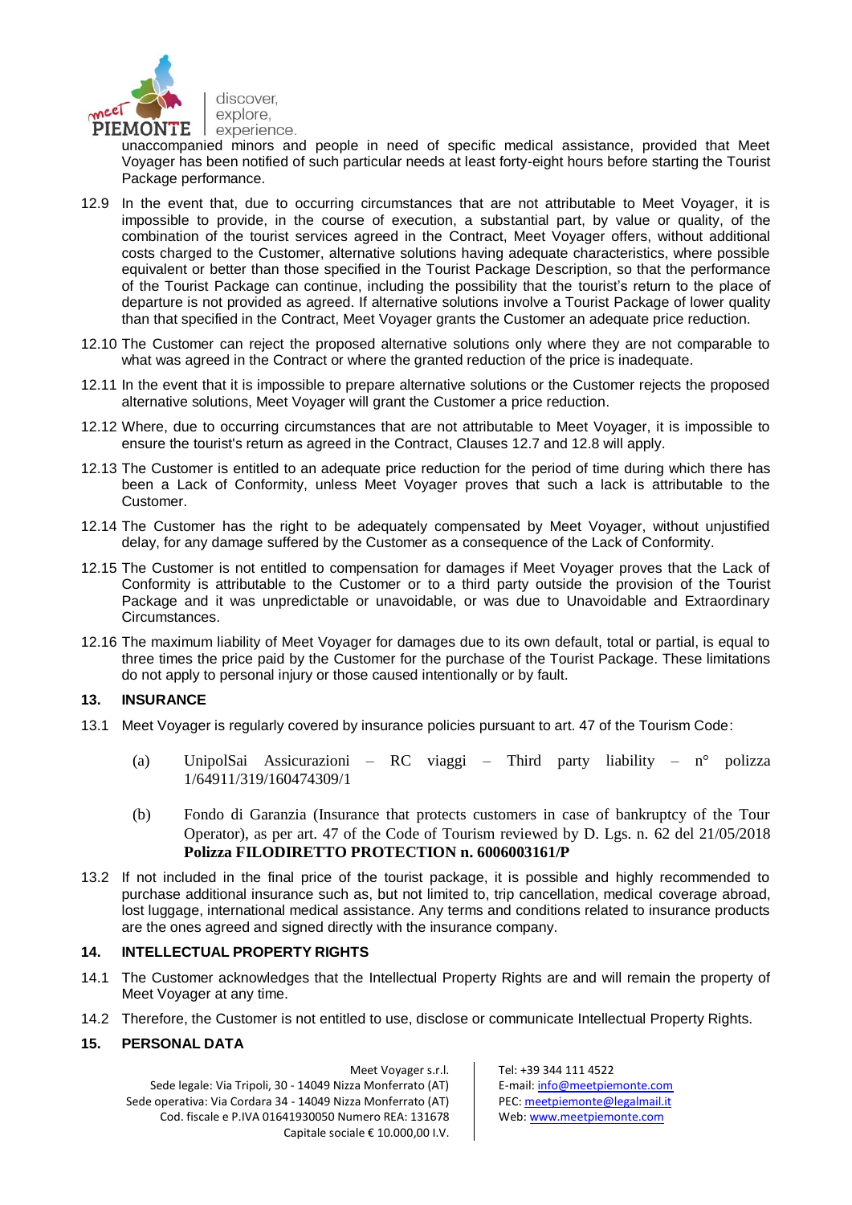unaccompanied minors and people in need of specific medical assistance, provided that Meet Voyager has been notified of such particular needs at least forty-eight hours before starting the Tourist Package performance.

12.9 In the event that, due to occurring circumstances that are not attributable to Meet Voyager, it is impossible to provide, in the course of execution, a substantial part, by value or quality, of the combination of the tourist services agreed in the Contract, Meet Voyager offers, without additional costs charged to the Customer, alternative solutions having adequate characteristics, where possible equivalent or better than those specified in the Tourist Package Description, so that the performance of the Tourist Package can continue, including the possibility that the tourist's return to the place of departure is not provided as agreed. If alternative solutions involve a Tourist Package of lower quality than that specified in the Contract, Meet Voyager grants the Customer an adequate price reduction.

12.10 The Customer can reject the proposed alternative solutions only where they are not comparable to what was agreed in the Contract or where the granted reduction of the price is inadequate.

12.11 In the event that it is impossible to prepare alternative solutions or the Customer rejects the proposed alternative solutions, Meet Voyager will grant the Customer a price reduction.

12.12 Where, due to occurring circumstances that are not attributable to Meet Voyager, it is impossible to ensure the tourist's return as agreed in the Contract, Clauses 12.7 and 12.8 will apply.

12.13 The Customer is entitled to an adequate price reduction for the period of time during which there has been a Lack of Conformity, unless Meet Voyager proves that such a lack is attributable to the Customer.

12.14 The Customer has the right to be adequately compensated by Meet Voyager, without unjustified delay, for any damage suffered by the Customer as a consequence of the Lack of Conformity.

12.15 The Customer is not entitled to compensation for damages if Meet Voyager proves that the Lack of Conformity is attributable to the Customer or to a third party outside the provision of the Tourist Package and it was unpredictable or unavoidable, or was due to Unavoidable and Extraordinary Circumstances.

12.16 The maximum liability of Meet Voyager for damages due to its own default, total or partial, is equal to three times the price paid by the Customer for the purchase of the Tourist Package. These limitations do not apply to personal injury or those caused intentionally or by fault.

## 13. INSURANCE

13.1 Meet Voyager is regularly covered by insurance policies pursuant to art. 47 of the Tourism Code:

(a) UnipolSai Assicurazioni – RC viaggi – Third party liability – n° polizza 1/64911/319/160474309/1

(b) Fondo di Garanzia (Insurance that protects customers in case of bankruptcy of the Tour Operator), as per art. 47 of the Code of Tourism reviewed by D. Lgs. n. 62 del 21/05/2018 **Polizza FILODIRETTO PROTECTION n. 6006003161/P**

13.2 If not included in the final price of the tourist package, it is possible and highly recommended to purchase additional insurance such as, but not limited to, trip cancellation, medical coverage abroad, lost luggage, international medical assistance. Any terms and conditions related to insurance products are the ones agreed and signed directly with the insurance company.

## 14. INTELLECTUAL PROPERTY RIGHTS

14.1 The Customer acknowledges that the Intellectual Property Rights are and will remain the property of Meet Voyager at any time.

14.2 Therefore, the Customer is not entitled to use, disclose or communicate Intellectual Property Rights.

## 15. PERSONAL DATA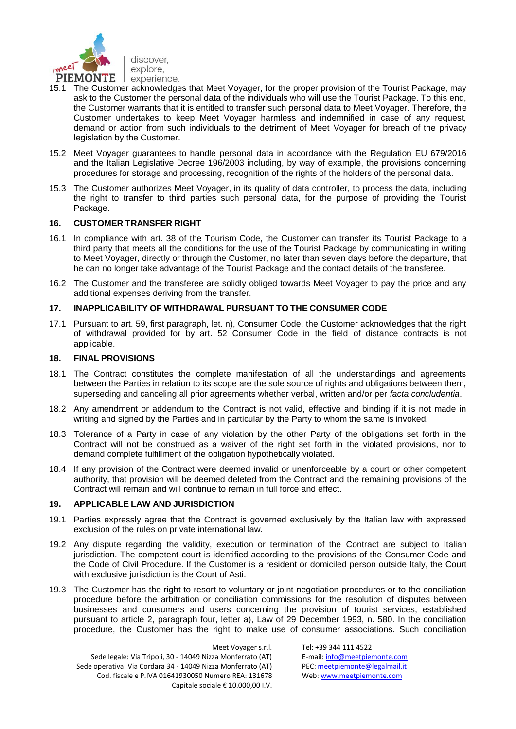15.1 The Customer acknowledges that Meet Voyager, for the proper provision of the Tourist Package, may ask to the Customer the personal data of the individuals who will use the Tourist Package. To this end, the Customer warrants that it is entitled to transfer such personal data to Meet Voyager. Therefore, the Customer undertakes to keep Meet Voyager harmless and indemnified in case of any request, demand or action from such individuals to the detriment of Meet Voyager for breach of the privacy legislation by the Customer.

15.2 Meet Voyager guarantees to handle personal data in accordance with the Regulation EU 679/2016 and the Italian Legislative Decree 196/2003 including, by way of example, the provisions concerning procedures for storage and processing, recognition of the rights of the holders of the personal data.

15.3 The Customer authorizes Meet Voyager, in its quality of data controller, to process the data, including the right to transfer to third parties such personal data, for the purpose of providing the Tourist Package.

## 16. CUSTOMER TRANSFER RIGHT

16.1 In compliance with art. 38 of the Tourism Code, the Customer can transfer its Tourist Package to a third party that meets all the conditions for the use of the Tourist Package by communicating in writing to Meet Voyager, directly or through the Customer, no later than seven days before the departure, that he can no longer take advantage of the Tourist Package and the contact details of the transferee.

16.2 The Customer and the transferee are solidly obliged towards Meet Voyager to pay the price and any additional expenses deriving from the transfer.

## 17. INAPPLICABILITY OF WITHDRAWAL PURSUANT TO THE CONSUMER CODE

17.1 Pursuant to art. 59, first paragraph, let. n), Consumer Code, the Customer acknowledges that the right of withdrawal provided for by art. 52 Consumer Code in the field of distance contracts is not applicable.

## 18. FINAL PROVISIONS

18.1 The Contract constitutes the complete manifestation of all the understandings and agreements between the Parties in relation to its scope are the sole source of rights and obligations between them, superseding and canceling all prior agreements whether verbal, written and/or per *facta concludentia*.

18.2 Any amendment or addendum to the Contract is not valid, effective and binding if it is not made in writing and signed by the Parties and in particular by the Party to whom the same is invoked.

18.3 Tolerance of a Party in case of any violation by the other Party of the obligations set forth in the Contract will not be construed as a waiver of the right set forth in the violated provisions, nor to demand complete fulfillment of the obligation hypothetically violated.

18.4 If any provision of the Contract were deemed invalid or unenforceable by a court or other competent authority, that provision will be deemed deleted from the Contract and the remaining provisions of the Contract will remain and will continue to remain in full force and effect.

## 19. APPLICABLE LAW AND JURISDICTION

19.1 Parties expressly agree that the Contract is governed exclusively by the Italian law with expressed exclusion of the rules on private international law.

19.2 Any dispute regarding the validity, execution or termination of the Contract are subject to Italian jurisdiction. The competent court is identified according to the provisions of the Consumer Code and the Code of Civil Procedure. If the Customer is a resident or domiciled person outside Italy, the Court with exclusive jurisdiction is the Court of Asti.

19.3 The Customer has the right to resort to voluntary or joint negotiation procedures or to the conciliation procedure before the arbitration or conciliation commissions for the resolution of disputes between businesses and consumers and users concerning the provision of tourist services, established pursuant to article 2, paragraph four, letter a), Law of 29 December 1993, n. 580. In the conciliation procedure, the Customer has the right to make use of consumer associations. Such conciliation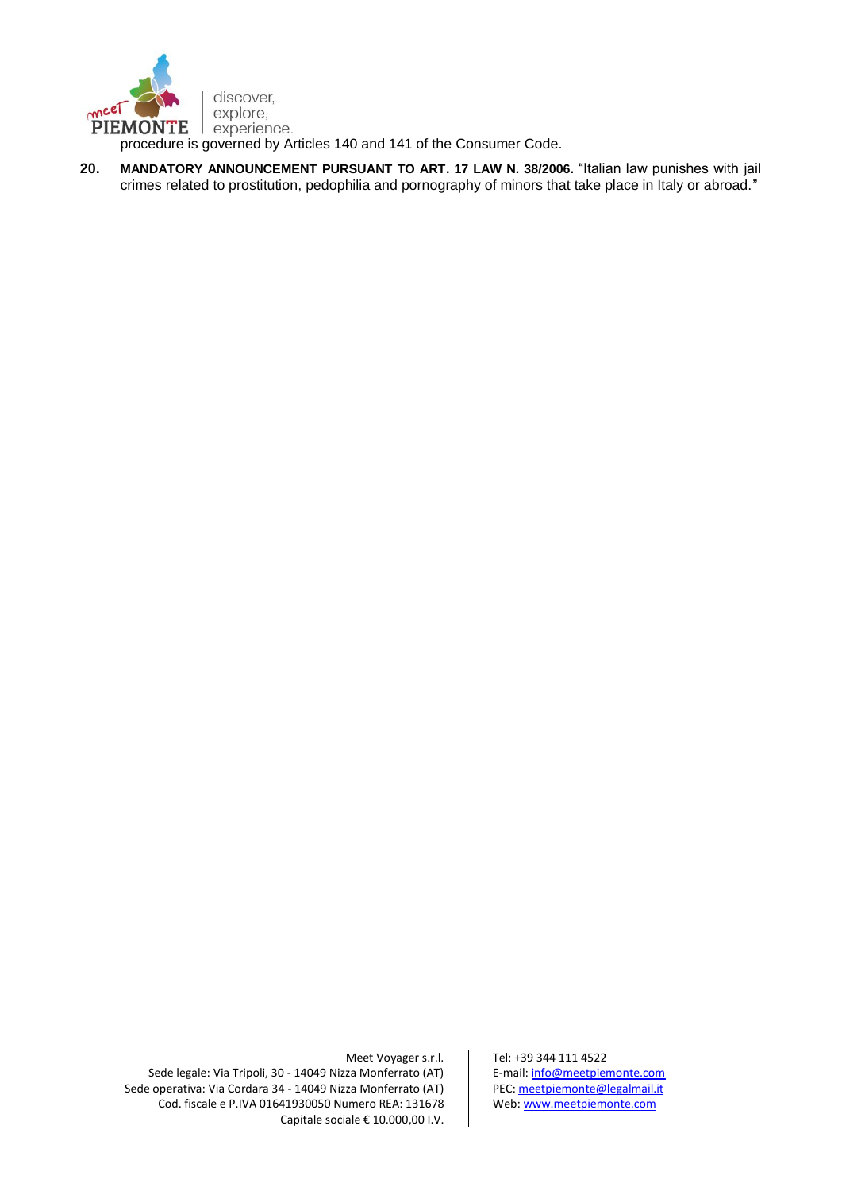procedure is governed by Articles 140 and 141 of the Consumer Code.

20. **MANDATORY ANNOUNCEMENT PURSUANT TO ART. 17 LAW N. 38/2006.** "Italian law punishes with jail crimes related to prostitution, pedophilia and pornography of minors that take place in Italy or abroad."